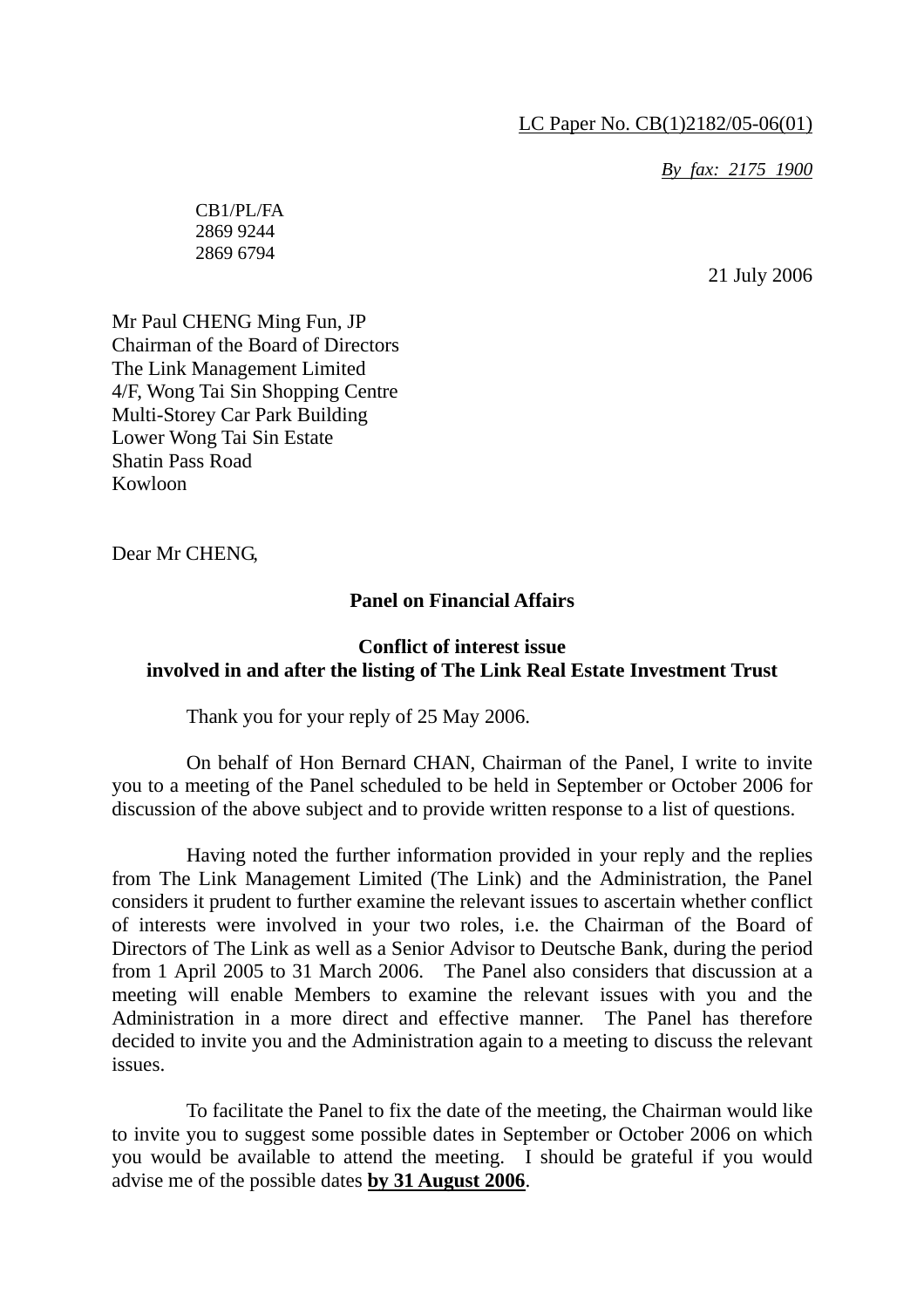LC Paper No. CB(1)2182/05-06(01)

*By fax: 2175 1900*

CB1/PL/FA
2869 9244
2869 6794

21 July 2006

Mr Paul CHENG Ming Fun, JP
Chairman of the Board of Directors
The Link Management Limited
4/F, Wong Tai Sin Shopping Centre
Multi-Storey Car Park Building
Lower Wong Tai Sin Estate
Shatin Pass Road
Kowloon

Dear Mr CHENG,

**Panel on Financial Affairs**

**Conflict of interest issue involved in and after the listing of The Link Real Estate Investment Trust**

Thank you for your reply of 25 May 2006.

On behalf of Hon Bernard CHAN, Chairman of the Panel, I write to invite you to a meeting of the Panel scheduled to be held in September or October 2006 for discussion of the above subject and to provide written response to a list of questions.

Having noted the further information provided in your reply and the replies from The Link Management Limited (The Link) and the Administration, the Panel considers it prudent to further examine the relevant issues to ascertain whether conflict of interests were involved in your two roles, i.e. the Chairman of the Board of Directors of The Link as well as a Senior Advisor to Deutsche Bank, during the period from 1 April 2005 to 31 March 2006. The Panel also considers that discussion at a meeting will enable Members to examine the relevant issues with you and the Administration in a more direct and effective manner. The Panel has therefore decided to invite you and the Administration again to a meeting to discuss the relevant issues.

To facilitate the Panel to fix the date of the meeting, the Chairman would like to invite you to suggest some possible dates in September or October 2006 on which you would be available to attend the meeting. I should be grateful if you would advise me of the possible dates **by 31 August 2006**.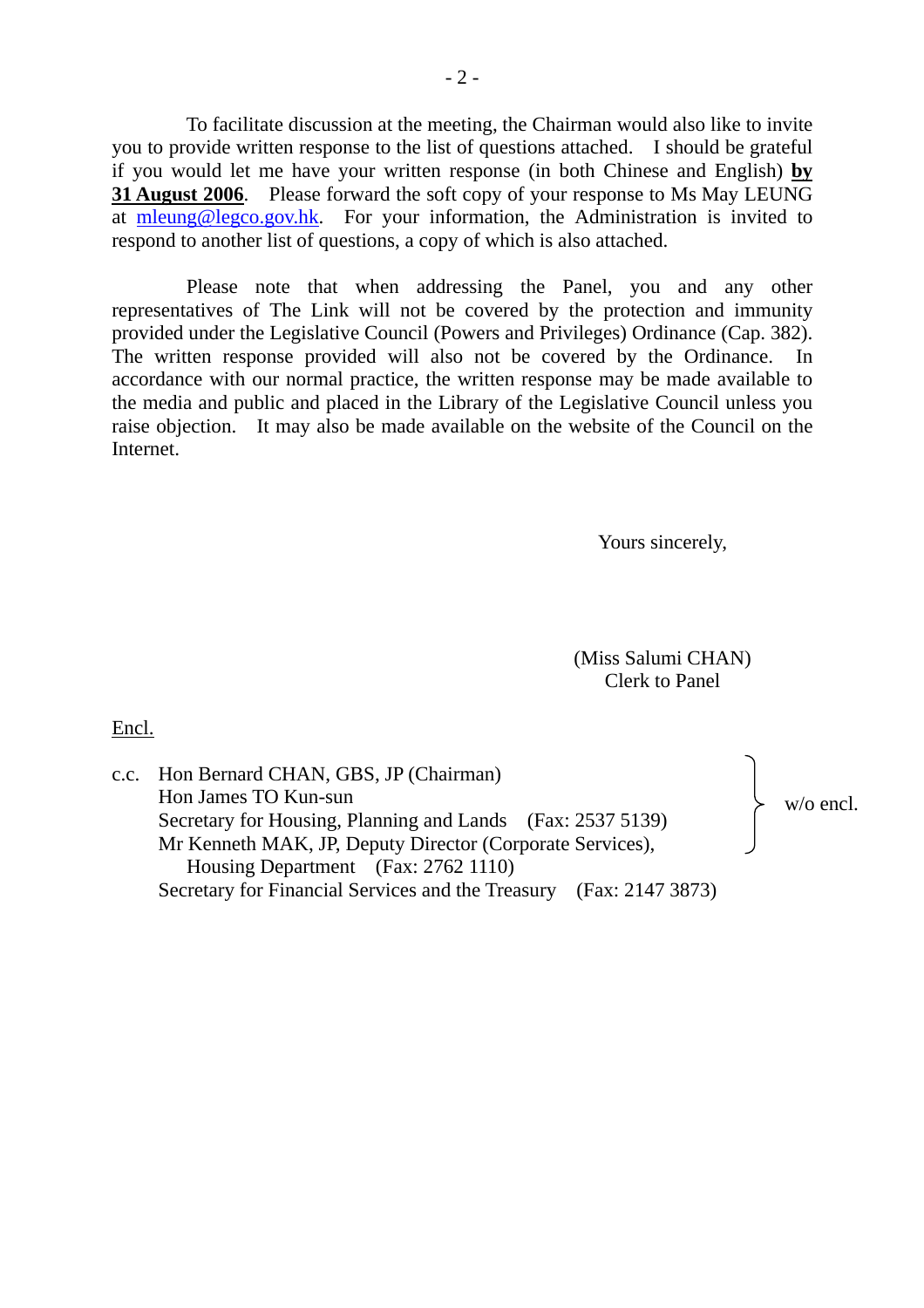To facilitate discussion at the meeting, the Chairman would also like to invite you to provide written response to the list of questions attached. I should be grateful if you would let me have your written response (in both Chinese and English) **by 31 August 2006**. Please forward the soft copy of your response to Ms May LEUNG at mleung@legco.gov.hk. For your information, the Administration is invited to respond to another list of questions, a copy of which is also attached.

Please note that when addressing the Panel, you and any other representatives of The Link will not be covered by the protection and immunity provided under the Legislative Council (Powers and Privileges) Ordinance (Cap. 382). The written response provided will also not be covered by the Ordinance. In accordance with our normal practice, the written response may be made available to the media and public and placed in the Library of the Legislative Council unless you raise objection. It may also be made available on the website of the Council on the Internet.

Yours sincerely,

(Miss Salumi CHAN)
Clerk to Panel

Encl.

c.c. Hon Bernard CHAN, GBS, JP (Chairman) } w/o encl.
Hon James TO Kun-sun } w/o encl.
Secretary for Housing, Planning and Lands (Fax: 2537 5139) } w/o encl.
Mr Kenneth MAK, JP, Deputy Director (Corporate Services), Housing Department (Fax: 2762 1110) } w/o encl.
Secretary for Financial Services and the Treasury (Fax: 2147 3873)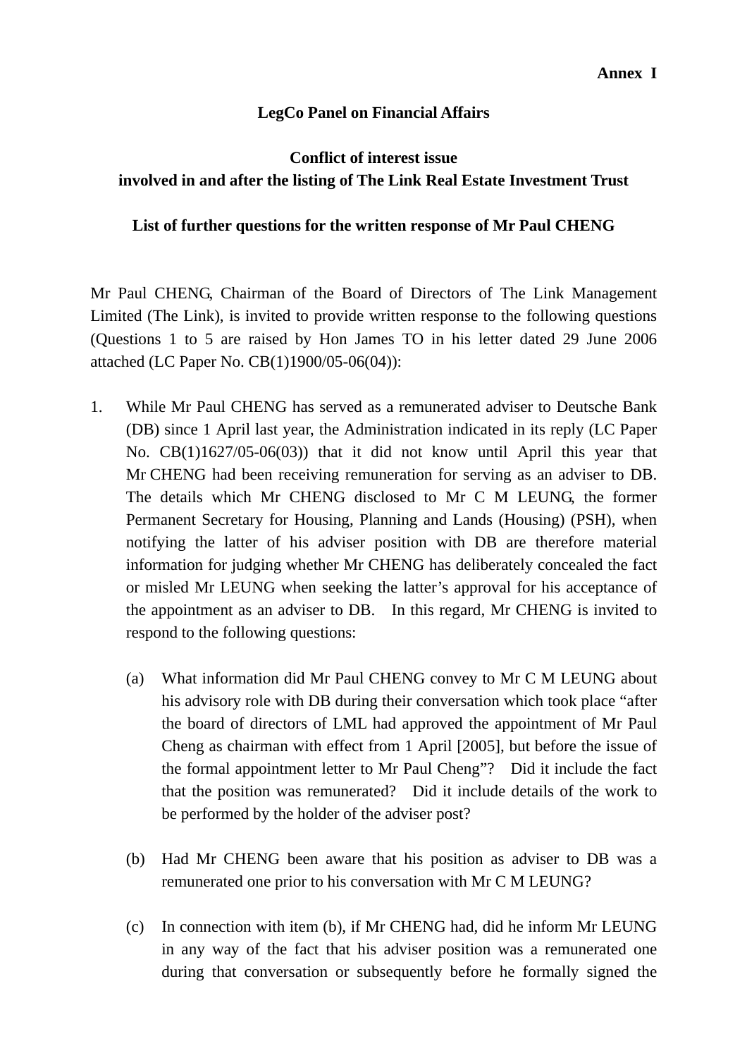**Annex I**

**LegCo Panel on Financial Affairs**

**Conflict of interest issue**
**involved in and after the listing of The Link Real Estate Investment Trust**

**List of further questions for the written response of Mr Paul CHENG**

Mr Paul CHENG, Chairman of the Board of Directors of The Link Management Limited (The Link), is invited to provide written response to the following questions (Questions 1 to 5 are raised by Hon James TO in his letter dated 29 June 2006 attached (LC Paper No. CB(1)1900/05-06(04)):

1. While Mr Paul CHENG has served as a remunerated adviser to Deutsche Bank (DB) since 1 April last year, the Administration indicated in its reply (LC Paper No. CB(1)1627/05-06(03)) that it did not know until April this year that Mr CHENG had been receiving remuneration for serving as an adviser to DB. The details which Mr CHENG disclosed to Mr C M LEUNG, the former Permanent Secretary for Housing, Planning and Lands (Housing) (PSH), when notifying the latter of his adviser position with DB are therefore material information for judging whether Mr CHENG has deliberately concealed the fact or misled Mr LEUNG when seeking the latter's approval for his acceptance of the appointment as an adviser to DB. In this regard, Mr CHENG is invited to respond to the following questions:

   (a) What information did Mr Paul CHENG convey to Mr C M LEUNG about his advisory role with DB during their conversation which took place "after the board of directors of LML had approved the appointment of Mr Paul Cheng as chairman with effect from 1 April [2005], but before the issue of the formal appointment letter to Mr Paul Cheng"? Did it include the fact that the position was remunerated? Did it include details of the work to be performed by the holder of the adviser post?

   (b) Had Mr CHENG been aware that his position as adviser to DB was a remunerated one prior to his conversation with Mr C M LEUNG?

   (c) In connection with item (b), if Mr CHENG had, did he inform Mr LEUNG in any way of the fact that his adviser position was a remunerated one during that conversation or subsequently before he formally signed the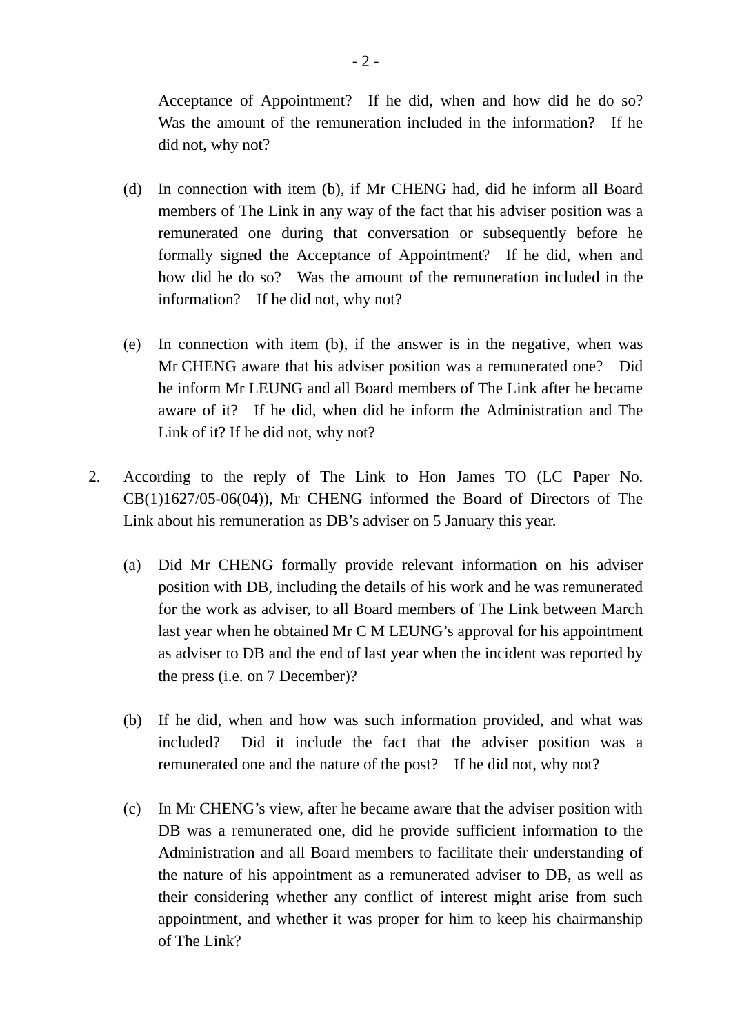Acceptance of Appointment? If he did, when and how did he do so? Was the amount of the remuneration included in the information? If he did not, why not?

(d) In connection with item (b), if Mr CHENG had, did he inform all Board members of The Link in any way of the fact that his adviser position was a remunerated one during that conversation or subsequently before he formally signed the Acceptance of Appointment? If he did, when and how did he do so? Was the amount of the remuneration included in the information? If he did not, why not?

(e) In connection with item (b), if the answer is in the negative, when was Mr CHENG aware that his adviser position was a remunerated one? Did he inform Mr LEUNG and all Board members of The Link after he became aware of it? If he did, when did he inform the Administration and The Link of it? If he did not, why not?

2. According to the reply of The Link to Hon James TO (LC Paper No. CB(1)1627/05-06(04)), Mr CHENG informed the Board of Directors of The Link about his remuneration as DB's adviser on 5 January this year.

   (a) Did Mr CHENG formally provide relevant information on his adviser position with DB, including the details of his work and he was remunerated for the work as adviser, to all Board members of The Link between March last year when he obtained Mr C M LEUNG's approval for his appointment as adviser to DB and the end of last year when the incident was reported by the press (i.e. on 7 December)?

   (b) If he did, when and how was such information provided, and what was included? Did it include the fact that the adviser position was a remunerated one and the nature of the post? If he did not, why not?

   (c) In Mr CHENG's view, after he became aware that the adviser position with DB was a remunerated one, did he provide sufficient information to the Administration and all Board members to facilitate their understanding of the nature of his appointment as a remunerated adviser to DB, as well as their considering whether any conflict of interest might arise from such appointment, and whether it was proper for him to keep his chairmanship of The Link?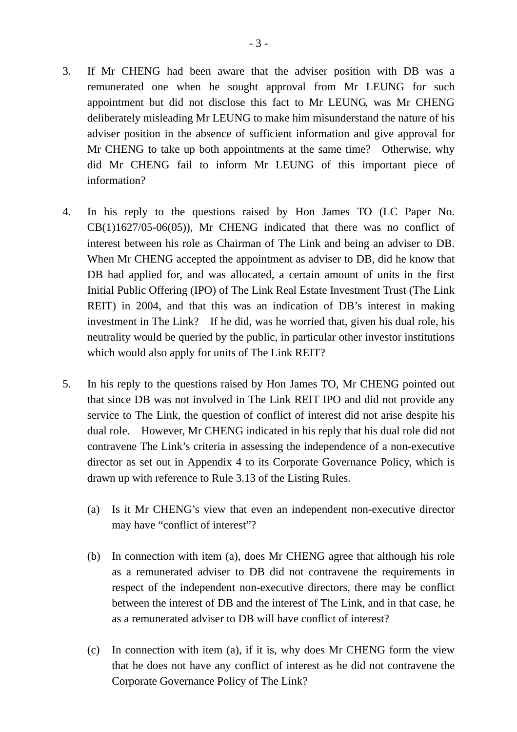3. If Mr CHENG had been aware that the adviser position with DB was a remunerated one when he sought approval from Mr LEUNG for such appointment but did not disclose this fact to Mr LEUNG, was Mr CHENG deliberately misleading Mr LEUNG to make him misunderstand the nature of his adviser position in the absence of sufficient information and give approval for Mr CHENG to take up both appointments at the same time? Otherwise, why did Mr CHENG fail to inform Mr LEUNG of this important piece of information?

4. In his reply to the questions raised by Hon James TO (LC Paper No. CB(1)1627/05-06(05)), Mr CHENG indicated that there was no conflict of interest between his role as Chairman of The Link and being an adviser to DB. When Mr CHENG accepted the appointment as adviser to DB, did he know that DB had applied for, and was allocated, a certain amount of units in the first Initial Public Offering (IPO) of The Link Real Estate Investment Trust (The Link REIT) in 2004, and that this was an indication of DB's interest in making investment in The Link? If he did, was he worried that, given his dual role, his neutrality would be queried by the public, in particular other investor institutions which would also apply for units of The Link REIT?

5. In his reply to the questions raised by Hon James TO, Mr CHENG pointed out that since DB was not involved in The Link REIT IPO and did not provide any service to The Link, the question of conflict of interest did not arise despite his dual role. However, Mr CHENG indicated in his reply that his dual role did not contravene The Link's criteria in assessing the independence of a non-executive director as set out in Appendix 4 to its Corporate Governance Policy, which is drawn up with reference to Rule 3.13 of the Listing Rules.

   (a) Is it Mr CHENG's view that even an independent non-executive director may have "conflict of interest"?

   (b) In connection with item (a), does Mr CHENG agree that although his role as a remunerated adviser to DB did not contravene the requirements in respect of the independent non-executive directors, there may be conflict between the interest of DB and the interest of The Link, and in that case, he as a remunerated adviser to DB will have conflict of interest?

   (c) In connection with item (a), if it is, why does Mr CHENG form the view that he does not have any conflict of interest as he did not contravene the Corporate Governance Policy of The Link?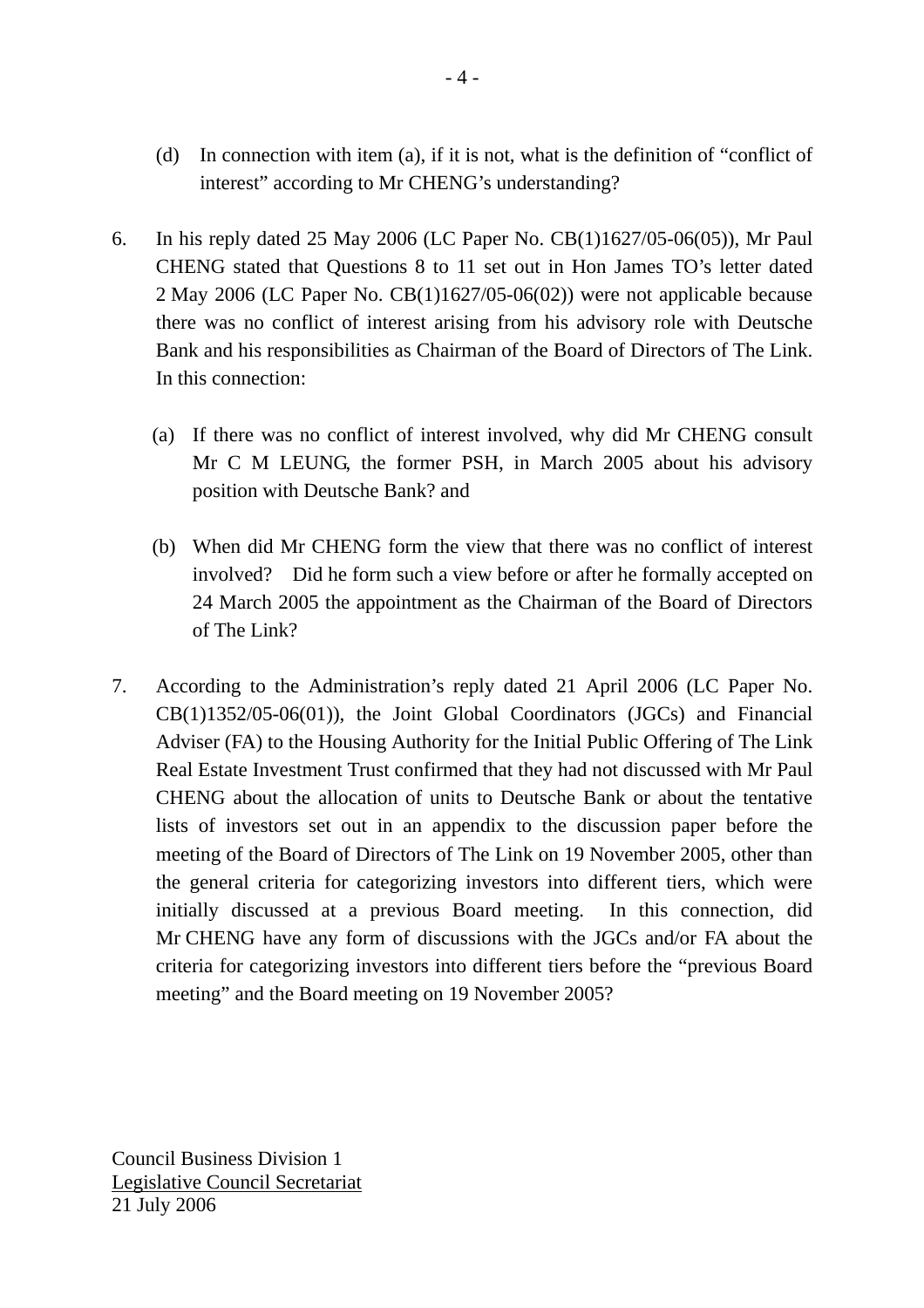(d) In connection with item (a), if it is not, what is the definition of "conflict of interest" according to Mr CHENG's understanding?

6. In his reply dated 25 May 2006 (LC Paper No. CB(1)1627/05-06(05)), Mr Paul CHENG stated that Questions 8 to 11 set out in Hon James TO's letter dated 2 May 2006 (LC Paper No. CB(1)1627/05-06(02)) were not applicable because there was no conflict of interest arising from his advisory role with Deutsche Bank and his responsibilities as Chairman of the Board of Directors of The Link. In this connection:

   (a) If there was no conflict of interest involved, why did Mr CHENG consult Mr C M LEUNG, the former PSH, in March 2005 about his advisory position with Deutsche Bank? and

   (b) When did Mr CHENG form the view that there was no conflict of interest involved? Did he form such a view before or after he formally accepted on 24 March 2005 the appointment as the Chairman of the Board of Directors of The Link?

7. According to the Administration's reply dated 21 April 2006 (LC Paper No. CB(1)1352/05-06(01)), the Joint Global Coordinators (JGCs) and Financial Adviser (FA) to the Housing Authority for the Initial Public Offering of The Link Real Estate Investment Trust confirmed that they had not discussed with Mr Paul CHENG about the allocation of units to Deutsche Bank or about the tentative lists of investors set out in an appendix to the discussion paper before the meeting of the Board of Directors of The Link on 19 November 2005, other than the general criteria for categorizing investors into different tiers, which were initially discussed at a previous Board meeting. In this connection, did Mr CHENG have any form of discussions with the JGCs and/or FA about the criteria for categorizing investors into different tiers before the "previous Board meeting" and the Board meeting on 19 November 2005?

Council Business Division 1
Legislative Council Secretariat
21 July 2006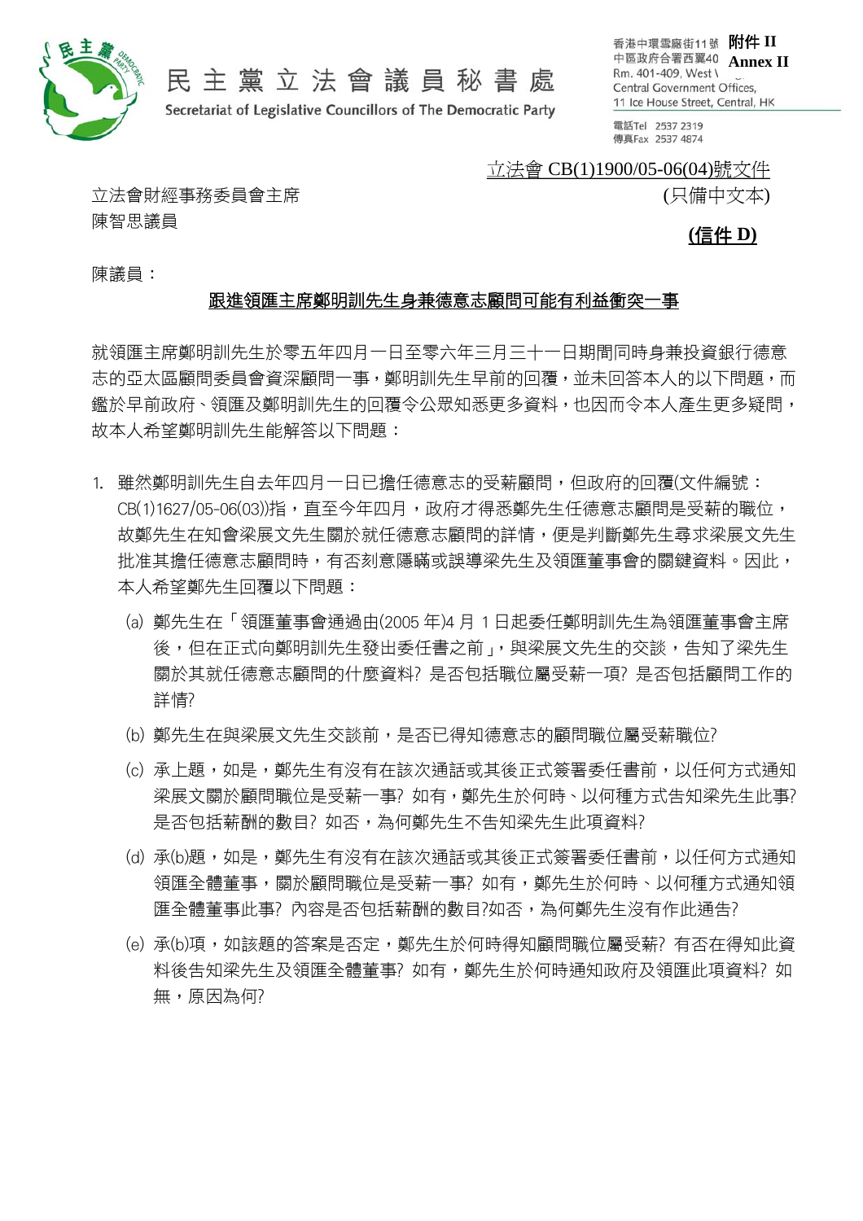附件 II
Annex II

民主黨立法會議員秘書處
Secretariat of Legislative Councillors of The Democratic Party

香港中環雪廠街11號
中區政府合署西翼401-409室
Rm. 401-409, West Wing, Central Government Offices,
11 Ice House Street, Central, HK

電話Tel 2537 2319
傳真Fax 2537 4874

立法會 CB(1)1900/05-06(04)號文件
(只備中文本)

**(信件 D)**

立法會財經事務委員會主席
陳智思議員

陳議員：

**跟進領匯主席鄭明訓先生身兼德意志顧問可能有利益衝突一事**

就領匯主席鄭明訓先生於零五年四月一日至零六年三月三十一日期間同時身兼投資銀行德意志的亞太區顧問委員會資深顧問一事，鄭明訓先生早前的回覆，並未回答本人的以下問題，而鑑於早前政府、領匯及鄭明訓先生的回覆令公眾知悉更多資料，也因而令本人產生更多疑問，故本人希望鄭明訓先生能解答以下問題：

1. 雖然鄭明訓先生自去年四月一日已擔任德意志的受薪顧問，但政府的回覆(文件編號：CB(1)1627/05-06(03))指，直至今年四月，政府才得悉鄭先生任德意志顧問是受薪的職位，故鄭先生在知會梁展文先生關於就任德意志顧問的詳情，便是判斷鄭先生尋求梁展文先生批准其擔任德意志顧問時，有否刻意隱瞞或誤導梁先生及領匯董事會的關鍵資料。因此，本人希望鄭先生回覆以下問題：

   (a) 鄭先生在「領匯董事會通過由(2005 年)4 月 1 日起委任鄭明訓先生為領匯董事會主席後，但在正式向鄭明訓先生發出委任書之前」，與梁展文先生的交談，告知了梁先生關於其就任德意志顧問的什麼資料? 是否包括職位屬受薪一項? 是否包括顧問工作的詳情?

   (b) 鄭先生在與梁展文先生交談前，是否已得知德意志的顧問職位屬受薪職位?

   (c) 承上題，如是，鄭先生有沒有在該次通話或其後正式簽署委任書前，以任何方式通知梁展文關於顧問職位是受薪一事? 如有，鄭先生於何時、以何種方式告知梁先生此事? 是否包括薪酬的數目? 如否，為何鄭先生不告知梁先生此項資料?

   (d) 承(b)題，如是，鄭先生有沒有在該次通話或其後正式簽署委任書前，以任何方式通知領匯全體董事，關於顧問職位是受薪一事? 如有，鄭先生於何時、以何種方式通知領匯全體董事此事? 內容是否包括薪酬的數目?如否，為何鄭先生沒有作此通告?

   (e) 承(b)項，如該題的答案是否定，鄭先生於何時得知顧問職位屬受薪? 有否在得知此資料後告知梁先生及領匯全體董事? 如有，鄭先生於何時通知政府及領匯此項資料? 如無，原因為何?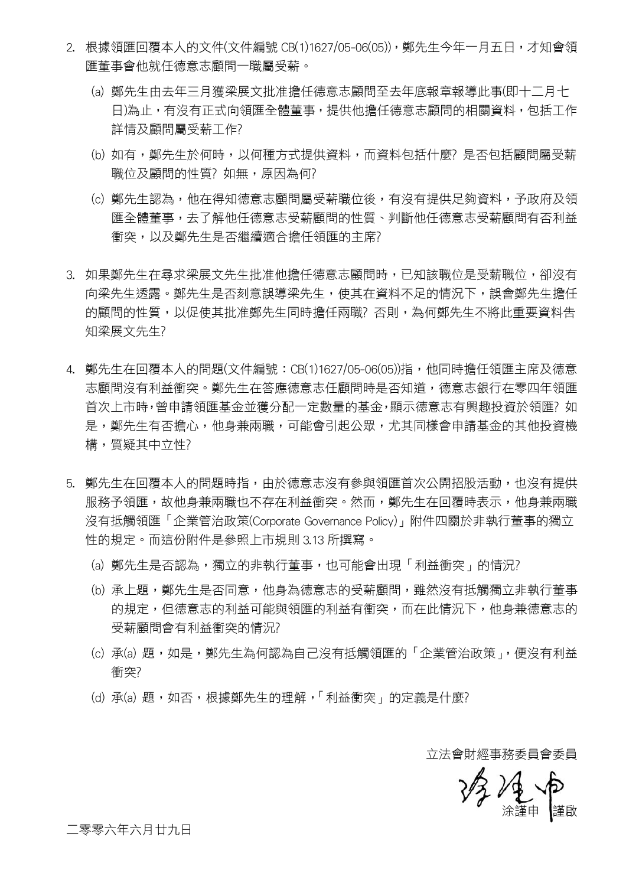2. 根據領匯回覆本人的文件(文件編號 CB(1)1627/05-06(05))，鄭先生今年一月五日，才知會領匯董事會他就任德意志顧問一職屬受薪。

   (a) 鄭先生由去年三月獲梁展文批准擔任德意志顧問至去年底報章報導此事(即十二月七日)為止，有沒有正式向領匯全體董事，提供他擔任德意志顧問的相關資料，包括工作詳情及顧問屬受薪工作?

   (b) 如有，鄭先生於何時，以何種方式提供資料，而資料包括什麼? 是否包括顧問屬受薪職位及顧問的性質? 如無，原因為何?

   (c) 鄭先生認為，他在得知德意志顧問屬受薪職位後，有沒有提供足夠資料，予政府及領匯全體董事，去了解他任德意志受薪顧問的性質、判斷他任德意志受薪顧問有否利益衝突，以及鄭先生是否繼續適合擔任領匯的主席?

3. 如果鄭先生在尋求梁展文先生批准他擔任德意志顧問時，已知該職位是受薪職位，卻沒有向梁先生透露。鄭先生是否刻意誤導梁先生，使其在資料不足的情況下，誤會鄭先生擔任的顧問的性質，以促使其批准鄭先生同時擔任兩職? 否則，為何鄭先生不將此重要資料告知梁展文先生?

4. 鄭先生在回覆本人的問題(文件編號：CB(1)1627/05-06(05))指，他同時擔任領匯主席及德意志顧問沒有利益衝突。鄭先生在答應德意志任顧問時是否知道，德意志銀行在零四年領匯首次上市時，曾申請領匯基金並獲分配一定數量的基金，顯示德意志有興趣投資於領匯? 如是，鄭先生有否擔心，他身兼兩職，可能會引起公眾，尤其同樣會申請基金的其他投資機構，質疑其中立性?

5. 鄭先生在回覆本人的問題時指，由於德意志沒有參與領匯首次公開招股活動，也沒有提供服務予領匯，故他身兼兩職也不存在利益衝突。然而，鄭先生在回覆時表示，他身兼兩職沒有抵觸領匯「企業管治政策(Corporate Governance Policy)」附件四關於非執行董事的獨立性的規定。而這份附件是參照上市規則 3.13 所撰寫。

   (a) 鄭先生是否認為，獨立的非執行董事，也可能會出現「利益衝突」的情況?

   (b) 承上題，鄭先生是否同意，他身為德意志的受薪顧問，雖然沒有抵觸獨立非執行董事的規定，但德意志的利益可能與領匯的利益有衝突，而在此情況下，他身兼德意志的受薪顧問會有利益衝突的情況?

   (c) 承(a) 題，如是，鄭先生為何認為自己沒有抵觸領匯的「企業管治政策」，便沒有利益衝突?

   (d) 承(a) 題，如否，根據鄭先生的理解，「利益衝突」的定義是什麼?

立法會財經事務委員會委員

涂謹申 謹啟

二零零六年六月廿九日